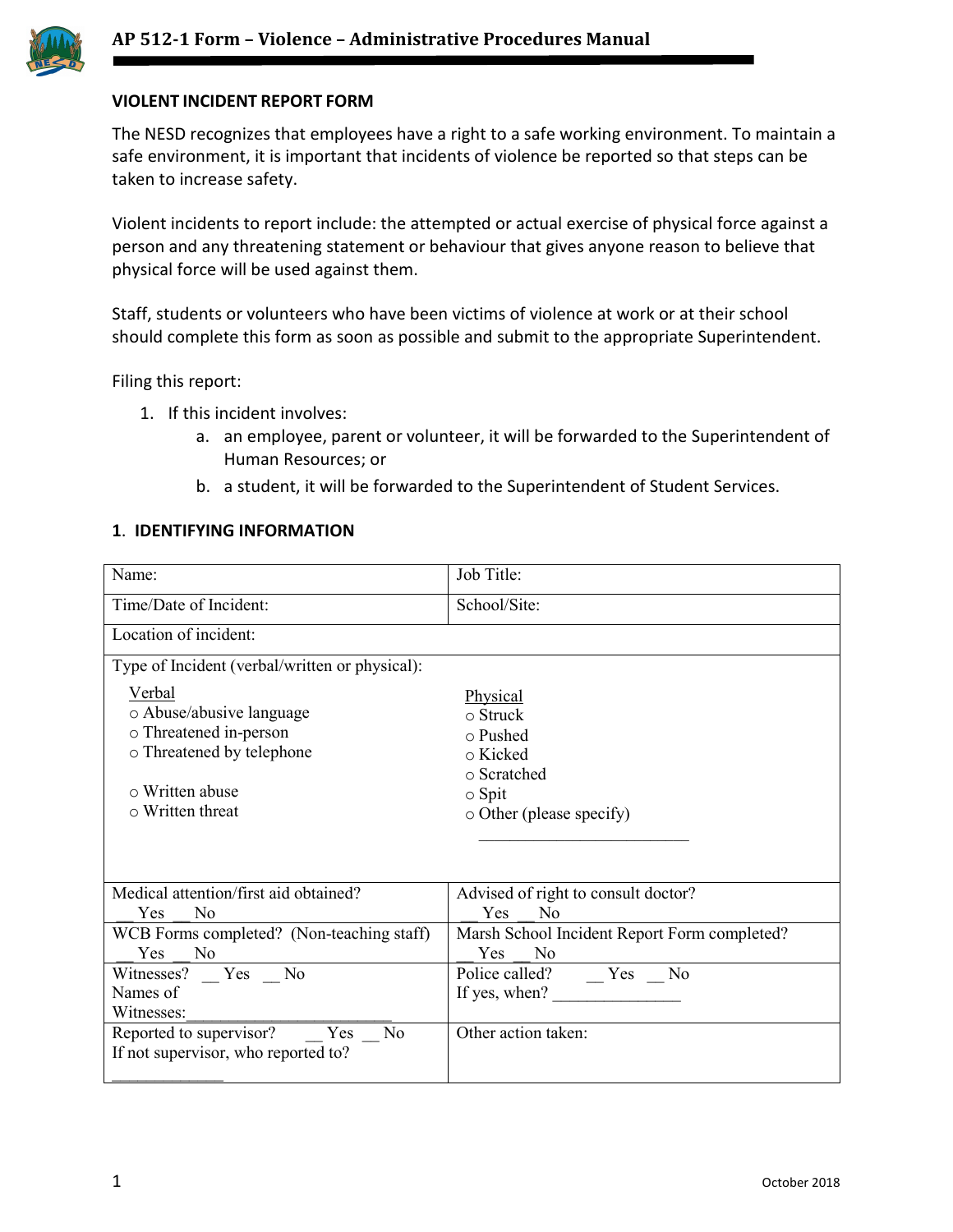# AP 512-1 Form – Violence – Administrative Procedures Manual

## VIOLENT INCIDENT REPORT FORM

The NESD recognizes that employees have a right to a safe working environment. To maintain a safe environment, it is important that incidents of violence be reported so that steps can be taken to increase safety.

Violent incidents to report include: the attempted or actual exercise of physical force against a person and any threatening statement or behaviour that gives anyone reason to believe that physical force will be used against them.

Staff, students or volunteers who have been victims of violence at work or at their school should complete this form as soon as possible and submit to the appropriate Superintendent.

Filing this report:

1. If this incident involves:
   a. an employee, parent or volunteer, it will be forwarded to the Superintendent of Human Resources; or
   b. a student, it will be forwarded to the Superintendent of Student Services.

### 1. IDENTIFYING INFORMATION

| Name: | Job Title: |
|---|---|
| Time/Date of Incident: | School/Site: |
| Location of incident: | |
| Type of Incident (verbal/written or physical):<br><br>Verbal<br>○ Abuse/abusive language<br>○ Threatened in-person<br>○ Threatened by telephone<br><br>○ Written abuse<br>○ Written threat | Physical<br>○ Struck<br>○ Pushed<br>○ Kicked<br>○ Scratched<br>○ Spit<br>○ Other (please specify)<br>_________________________ |
| Medical attention/first aid obtained?<br>__ Yes __ No | Advised of right to consult doctor?<br>__ Yes __ No |
| WCB Forms completed? (Non-teaching staff)<br>__ Yes __ No | Marsh School Incident Report Form completed?<br>__ Yes __ No |
| Witnesses? __ Yes __ No<br>Names of Witnesses:_________________________ | Police called? __ Yes __ No<br>If yes, when? _______________ |
| Reported to supervisor? __ Yes __ No<br>If not supervisor, who reported to?<br>_____________ | Other action taken: |

October 2018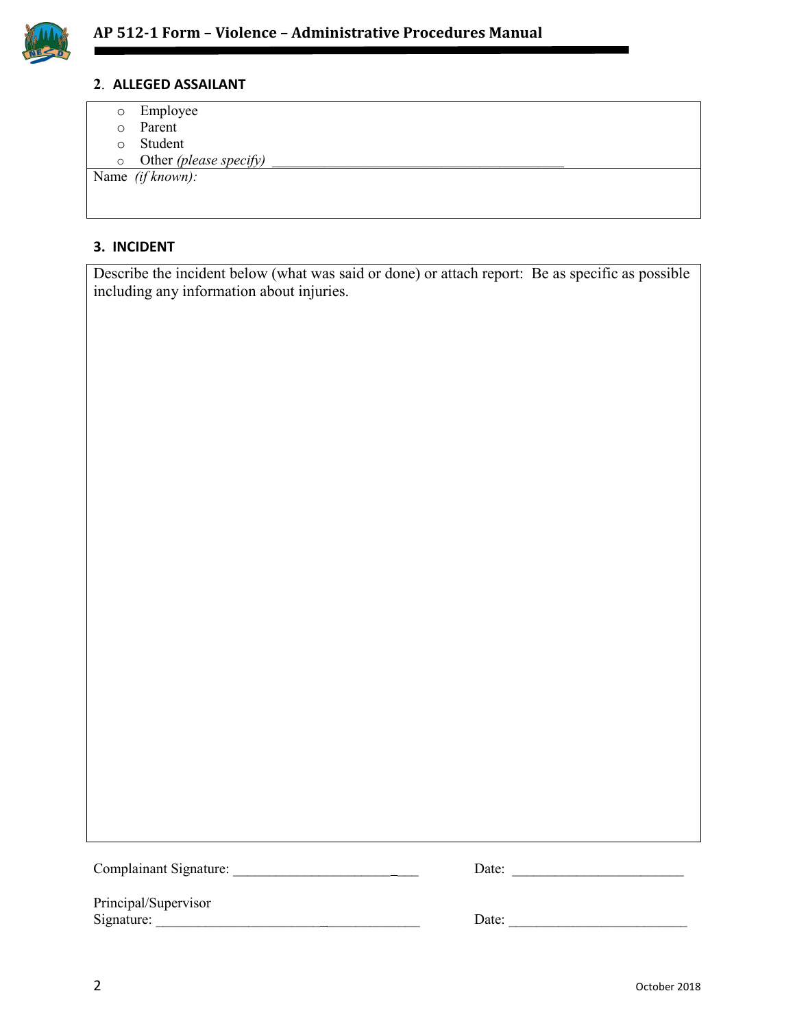## 2. ALLEGED ASSAILANT

- ○ Employee
- ○ Parent
- ○ Student
- ○ Other *(please specify)* ___________________________________________

Name *(if known)*:

## 3. INCIDENT

Describe the incident below (what was said or done) or attach report: Be as specific as possible including any information about injuries.

Complainant Signature: __________________________ Date: ________________________

Principal/Supervisor
Signature: ____________________________________ Date: ________________________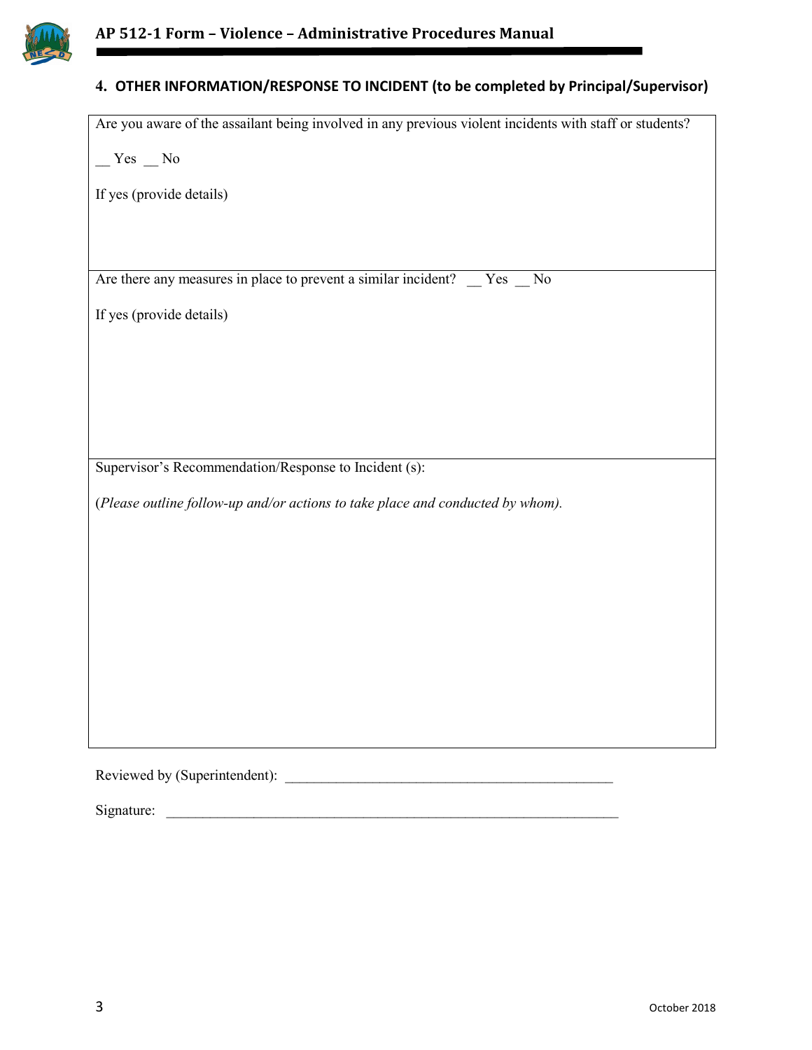## 4. OTHER INFORMATION/RESPONSE TO INCIDENT (to be completed by Principal/Supervisor)

Are you aware of the assailant being involved in any previous violent incidents with staff or students?

__ Yes __ No

If yes (provide details)

Are there any measures in place to prevent a similar incident? __ Yes __ No

If yes (provide details)

Supervisor's Recommendation/Response to Incident (s):

(*Please outline follow-up and/or actions to take place and conducted by whom).*

Reviewed by (Superintendent): _____________________________________________

Signature: ______________________________________________________________